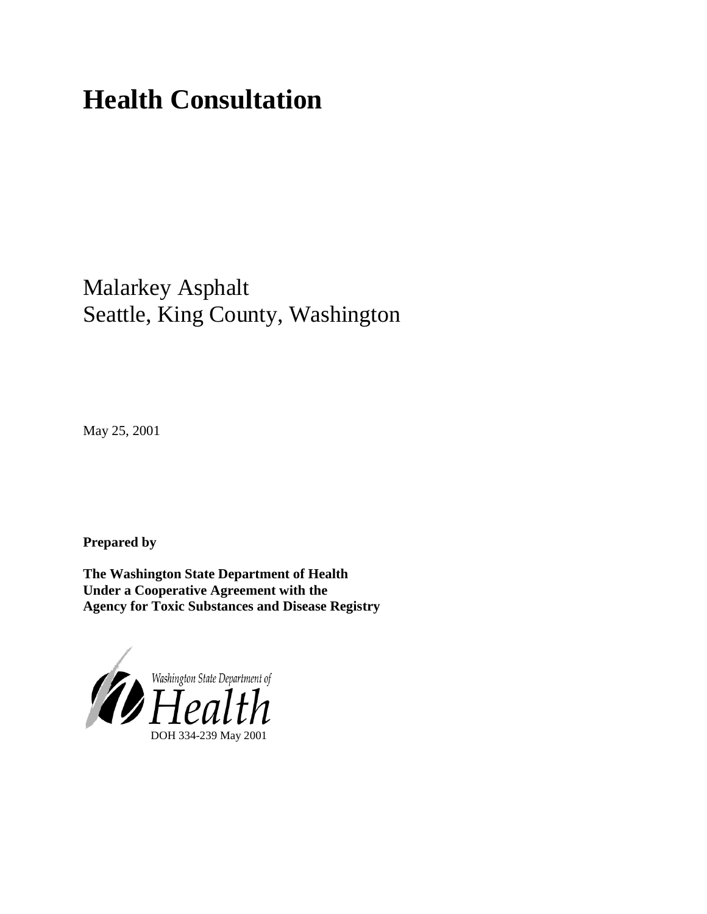# Health Consultation

Malarkey Asphalt
Seattle, King County, Washington

May 25, 2001

**Prepared by**

**The Washington State Department of Health**
**Under a Cooperative Agreement with the**
**Agency for Toxic Substances and Disease Registry**

Washington State Department of
Health
DOH 334-239 May 2001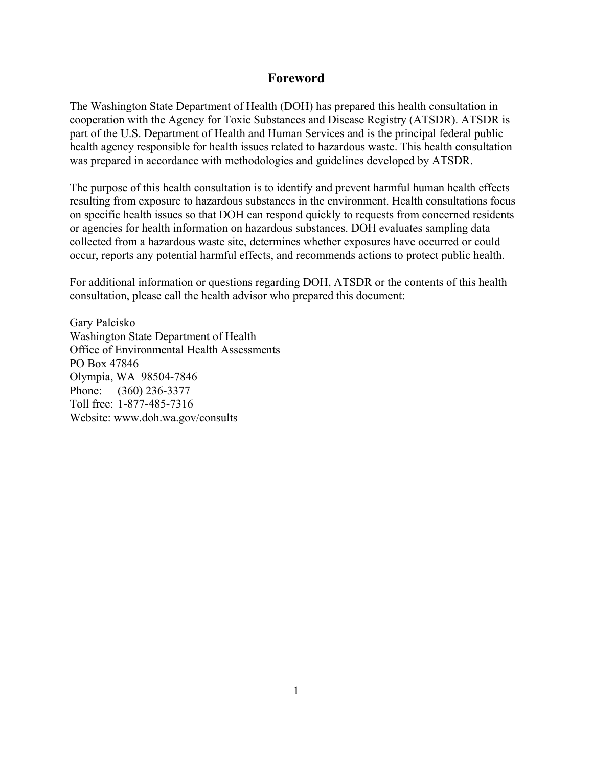# Foreword

The Washington State Department of Health (DOH) has prepared this health consultation in cooperation with the Agency for Toxic Substances and Disease Registry (ATSDR). ATSDR is part of the U.S. Department of Health and Human Services and is the principal federal public health agency responsible for health issues related to hazardous waste. This health consultation was prepared in accordance with methodologies and guidelines developed by ATSDR.

The purpose of this health consultation is to identify and prevent harmful human health effects resulting from exposure to hazardous substances in the environment. Health consultations focus on specific health issues so that DOH can respond quickly to requests from concerned residents or agencies for health information on hazardous substances. DOH evaluates sampling data collected from a hazardous waste site, determines whether exposures have occurred or could occur, reports any potential harmful effects, and recommends actions to protect public health.

For additional information or questions regarding DOH, ATSDR or the contents of this health consultation, please call the health advisor who prepared this document:

Gary Palcisko
Washington State Department of Health
Office of Environmental Health Assessments
PO Box 47846
Olympia, WA 98504-7846
Phone: (360) 236-3377
Toll free: 1-877-485-7316
Website: www.doh.wa.gov/consults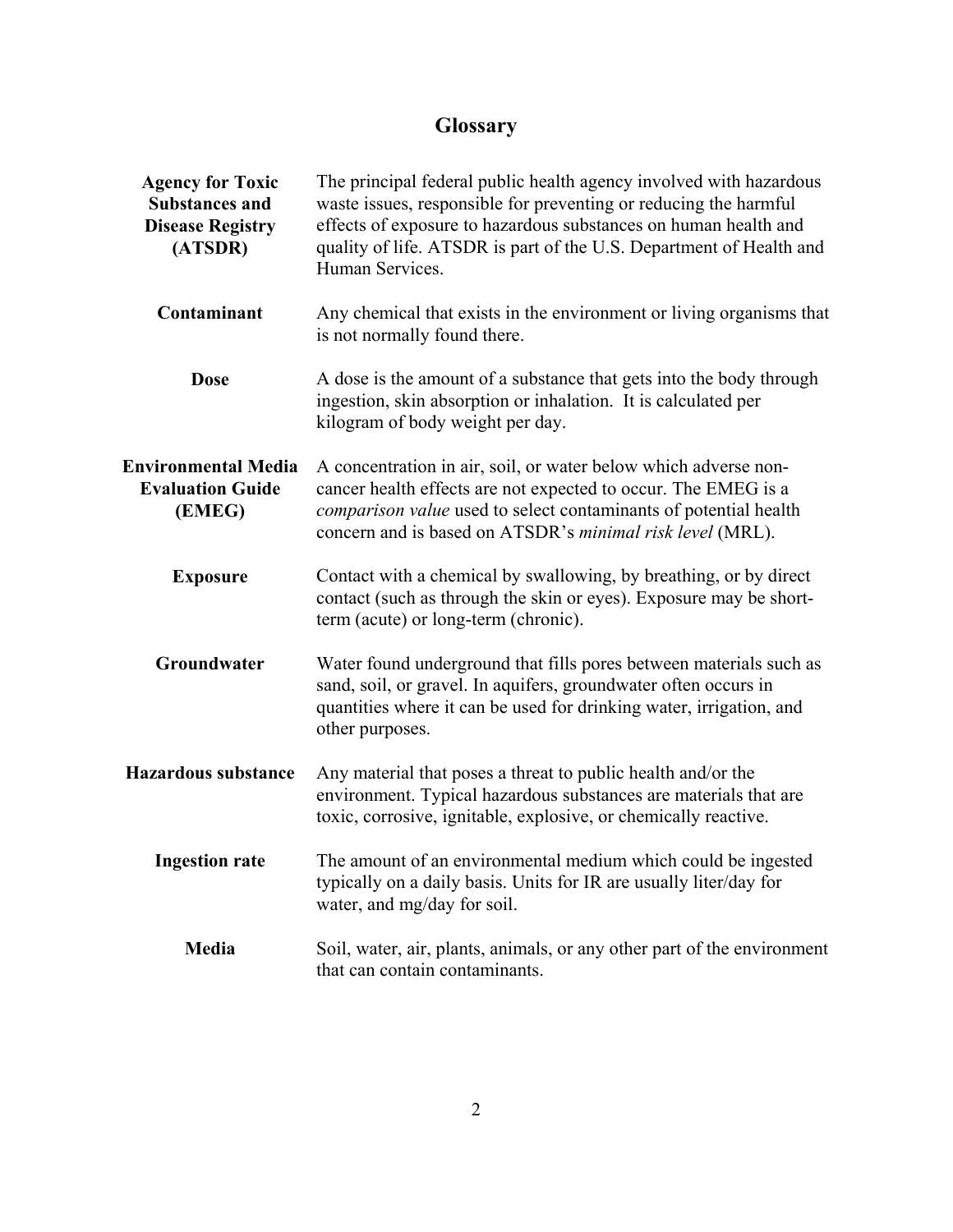# Glossary

**Agency for Toxic Substances and Disease Registry (ATSDR)**
The principal federal public health agency involved with hazardous waste issues, responsible for preventing or reducing the harmful effects of exposure to hazardous substances on human health and quality of life. ATSDR is part of the U.S. Department of Health and Human Services.

**Contaminant**
Any chemical that exists in the environment or living organisms that is not normally found there.

**Dose**
A dose is the amount of a substance that gets into the body through ingestion, skin absorption or inhalation. It is calculated per kilogram of body weight per day.

**Environmental Media Evaluation Guide (EMEG)**
A concentration in air, soil, or water below which adverse non-cancer health effects are not expected to occur. The EMEG is a *comparison value* used to select contaminants of potential health concern and is based on ATSDR's *minimal risk level* (MRL).

**Exposure**
Contact with a chemical by swallowing, by breathing, or by direct contact (such as through the skin or eyes). Exposure may be short-term (acute) or long-term (chronic).

**Groundwater**
Water found underground that fills pores between materials such as sand, soil, or gravel. In aquifers, groundwater often occurs in quantities where it can be used for drinking water, irrigation, and other purposes.

**Hazardous substance**
Any material that poses a threat to public health and/or the environment. Typical hazardous substances are materials that are toxic, corrosive, ignitable, explosive, or chemically reactive.

**Ingestion rate**
The amount of an environmental medium which could be ingested typically on a daily basis. Units for IR are usually liter/day for water, and mg/day for soil.

**Media**
Soil, water, air, plants, animals, or any other part of the environment that can contain contaminants.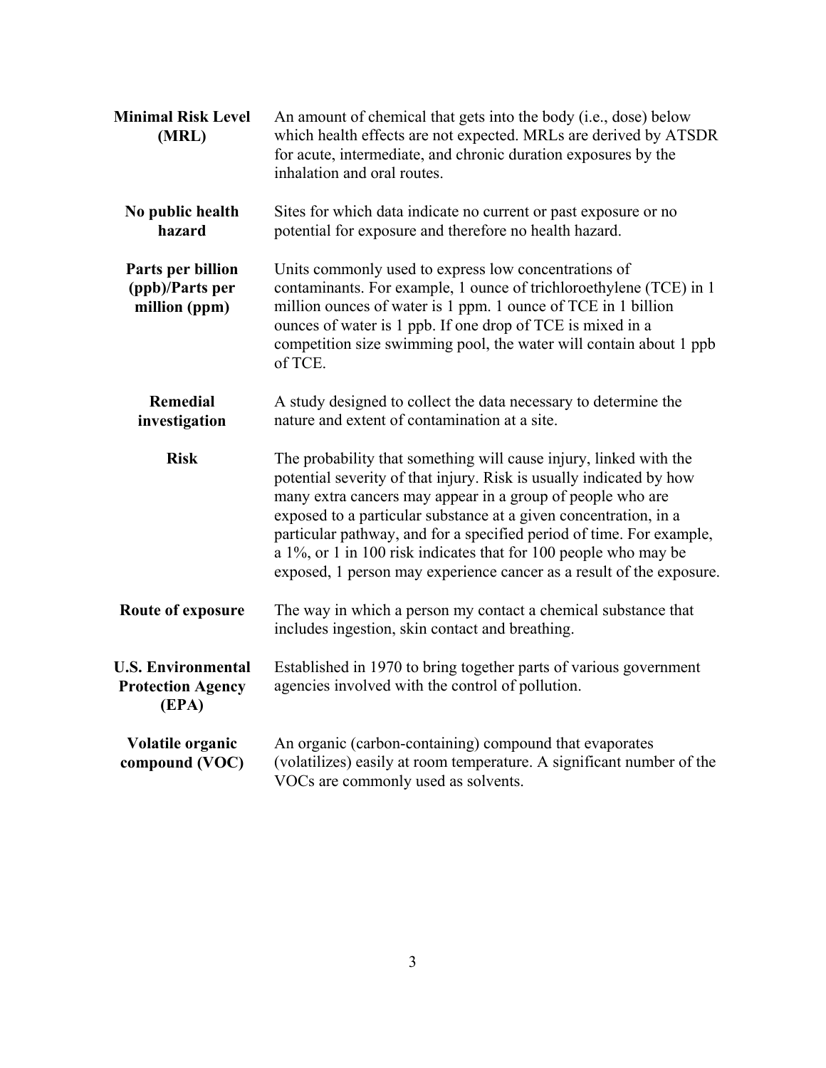**Minimal Risk Level (MRL)**
An amount of chemical that gets into the body (i.e., dose) below which health effects are not expected. MRLs are derived by ATSDR for acute, intermediate, and chronic duration exposures by the inhalation and oral routes.

**No public health hazard**
Sites for which data indicate no current or past exposure or no potential for exposure and therefore no health hazard.

**Parts per billion (ppb)/Parts per million (ppm)**
Units commonly used to express low concentrations of contaminants. For example, 1 ounce of trichloroethylene (TCE) in 1 million ounces of water is 1 ppm. 1 ounce of TCE in 1 billion ounces of water is 1 ppb. If one drop of TCE is mixed in a competition size swimming pool, the water will contain about 1 ppb of TCE.

**Remedial investigation**
A study designed to collect the data necessary to determine the nature and extent of contamination at a site.

**Risk**
The probability that something will cause injury, linked with the potential severity of that injury. Risk is usually indicated by how many extra cancers may appear in a group of people who are exposed to a particular substance at a given concentration, in a particular pathway, and for a specified period of time. For example, a 1%, or 1 in 100 risk indicates that for 100 people who may be exposed, 1 person may experience cancer as a result of the exposure.

**Route of exposure**
The way in which a person my contact a chemical substance that includes ingestion, skin contact and breathing.

**U.S. Environmental Protection Agency (EPA)**
Established in 1970 to bring together parts of various government agencies involved with the control of pollution.

**Volatile organic compound (VOC)**
An organic (carbon-containing) compound that evaporates (volatilizes) easily at room temperature. A significant number of the VOCs are commonly used as solvents.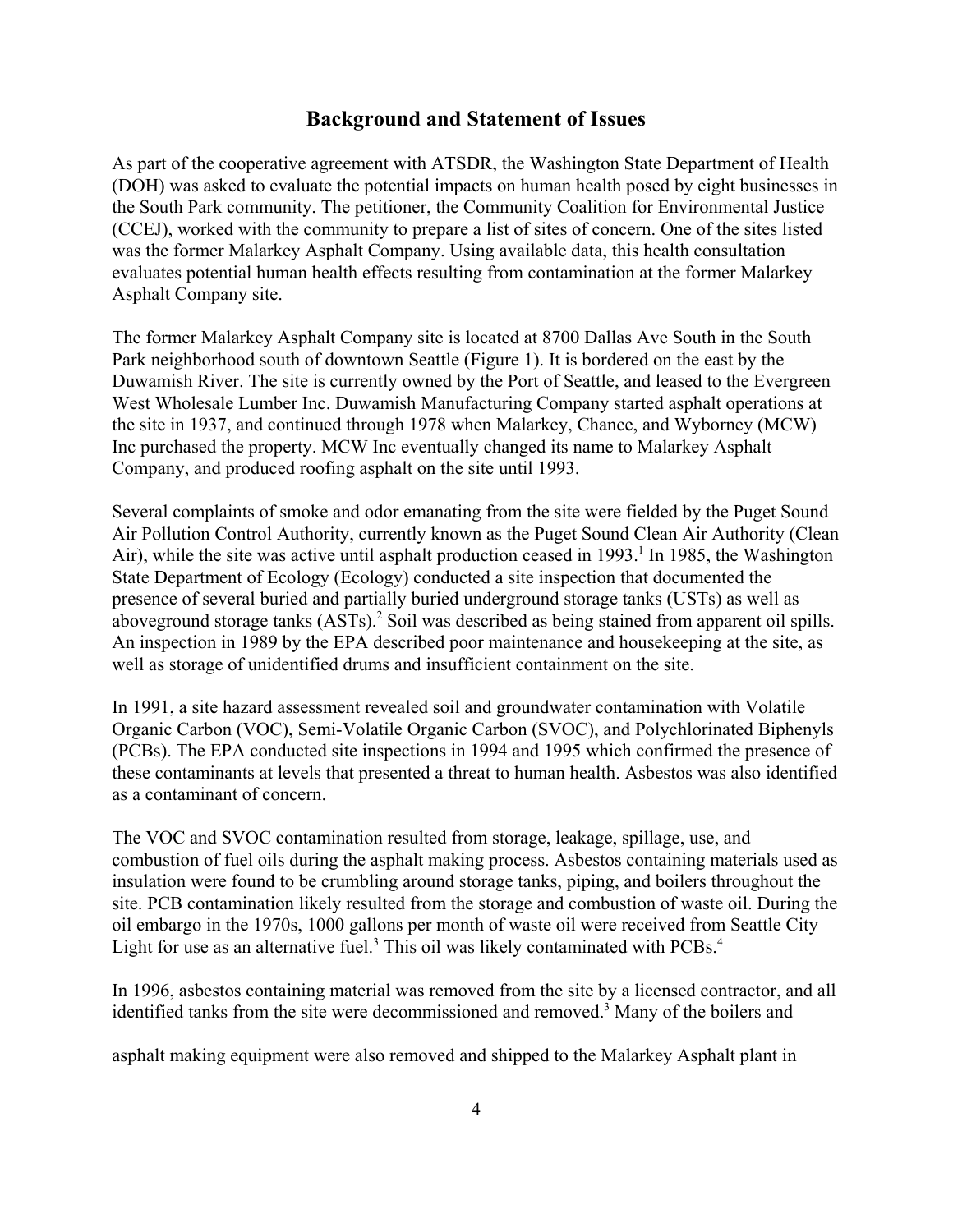## Background and Statement of Issues

As part of the cooperative agreement with ATSDR, the Washington State Department of Health (DOH) was asked to evaluate the potential impacts on human health posed by eight businesses in the South Park community. The petitioner, the Community Coalition for Environmental Justice (CCEJ), worked with the community to prepare a list of sites of concern. One of the sites listed was the former Malarkey Asphalt Company. Using available data, this health consultation evaluates potential human health effects resulting from contamination at the former Malarkey Asphalt Company site.

The former Malarkey Asphalt Company site is located at 8700 Dallas Ave South in the South Park neighborhood south of downtown Seattle (Figure 1). It is bordered on the east by the Duwamish River. The site is currently owned by the Port of Seattle, and leased to the Evergreen West Wholesale Lumber Inc. Duwamish Manufacturing Company started asphalt operations at the site in 1937, and continued through 1978 when Malarkey, Chance, and Wyborney (MCW) Inc purchased the property. MCW Inc eventually changed its name to Malarkey Asphalt Company, and produced roofing asphalt on the site until 1993.

Several complaints of smoke and odor emanating from the site were fielded by the Puget Sound Air Pollution Control Authority, currently known as the Puget Sound Clean Air Authority (Clean Air), while the site was active until asphalt production ceased in 1993.[1] In 1985, the Washington State Department of Ecology (Ecology) conducted a site inspection that documented the presence of several buried and partially buried underground storage tanks (USTs) as well as aboveground storage tanks (ASTs).[2] Soil was described as being stained from apparent oil spills. An inspection in 1989 by the EPA described poor maintenance and housekeeping at the site, as well as storage of unidentified drums and insufficient containment on the site.

In 1991, a site hazard assessment revealed soil and groundwater contamination with Volatile Organic Carbon (VOC), Semi-Volatile Organic Carbon (SVOC), and Polychlorinated Biphenyls (PCBs). The EPA conducted site inspections in 1994 and 1995 which confirmed the presence of these contaminants at levels that presented a threat to human health. Asbestos was also identified as a contaminant of concern.

The VOC and SVOC contamination resulted from storage, leakage, spillage, use, and combustion of fuel oils during the asphalt making process. Asbestos containing materials used as insulation were found to be crumbling around storage tanks, piping, and boilers throughout the site. PCB contamination likely resulted from the storage and combustion of waste oil. During the oil embargo in the 1970s, 1000 gallons per month of waste oil were received from Seattle City Light for use as an alternative fuel.[3] This oil was likely contaminated with PCBs.[4]

In 1996, asbestos containing material was removed from the site by a licensed contractor, and all identified tanks from the site were decommissioned and removed.[3] Many of the boilers and

asphalt making equipment were also removed and shipped to the Malarkey Asphalt plant in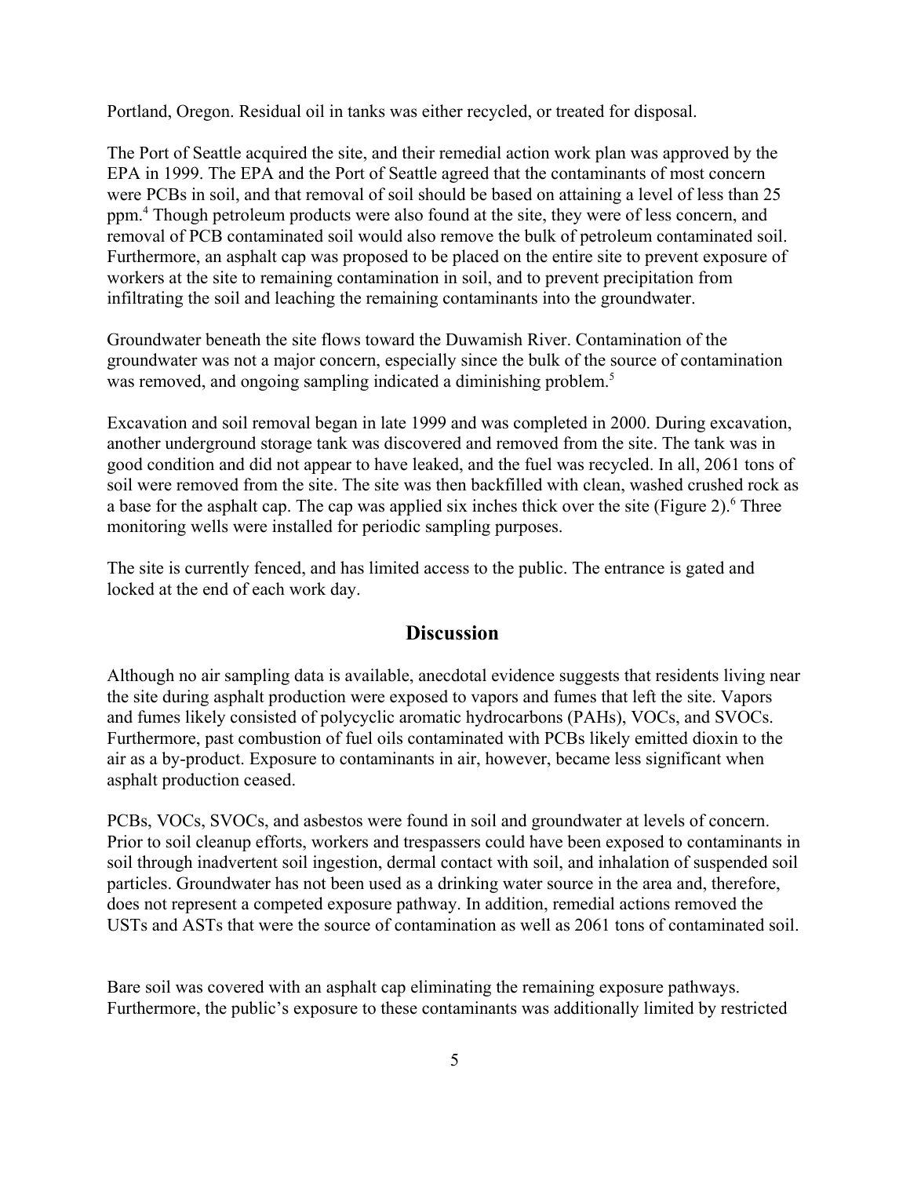Portland, Oregon. Residual oil in tanks was either recycled, or treated for disposal.

The Port of Seattle acquired the site, and their remedial action work plan was approved by the EPA in 1999. The EPA and the Port of Seattle agreed that the contaminants of most concern were PCBs in soil, and that removal of soil should be based on attaining a level of less than 25 ppm.[4] Though petroleum products were also found at the site, they were of less concern, and removal of PCB contaminated soil would also remove the bulk of petroleum contaminated soil. Furthermore, an asphalt cap was proposed to be placed on the entire site to prevent exposure of workers at the site to remaining contamination in soil, and to prevent precipitation from infiltrating the soil and leaching the remaining contaminants into the groundwater.

Groundwater beneath the site flows toward the Duwamish River. Contamination of the groundwater was not a major concern, especially since the bulk of the source of contamination was removed, and ongoing sampling indicated a diminishing problem.[5]

Excavation and soil removal began in late 1999 and was completed in 2000. During excavation, another underground storage tank was discovered and removed from the site. The tank was in good condition and did not appear to have leaked, and the fuel was recycled. In all, 2061 tons of soil were removed from the site. The site was then backfilled with clean, washed crushed rock as a base for the asphalt cap. The cap was applied six inches thick over the site (Figure 2).[6] Three monitoring wells were installed for periodic sampling purposes.

The site is currently fenced, and has limited access to the public. The entrance is gated and locked at the end of each work day.

## Discussion

Although no air sampling data is available, anecdotal evidence suggests that residents living near the site during asphalt production were exposed to vapors and fumes that left the site. Vapors and fumes likely consisted of polycyclic aromatic hydrocarbons (PAHs), VOCs, and SVOCs. Furthermore, past combustion of fuel oils contaminated with PCBs likely emitted dioxin to the air as a by-product. Exposure to contaminants in air, however, became less significant when asphalt production ceased.

PCBs, VOCs, SVOCs, and asbestos were found in soil and groundwater at levels of concern. Prior to soil cleanup efforts, workers and trespassers could have been exposed to contaminants in soil through inadvertent soil ingestion, dermal contact with soil, and inhalation of suspended soil particles. Groundwater has not been used as a drinking water source in the area and, therefore, does not represent a competed exposure pathway. In addition, remedial actions removed the USTs and ASTs that were the source of contamination as well as 2061 tons of contaminated soil.

Bare soil was covered with an asphalt cap eliminating the remaining exposure pathways. Furthermore, the public's exposure to these contaminants was additionally limited by restricted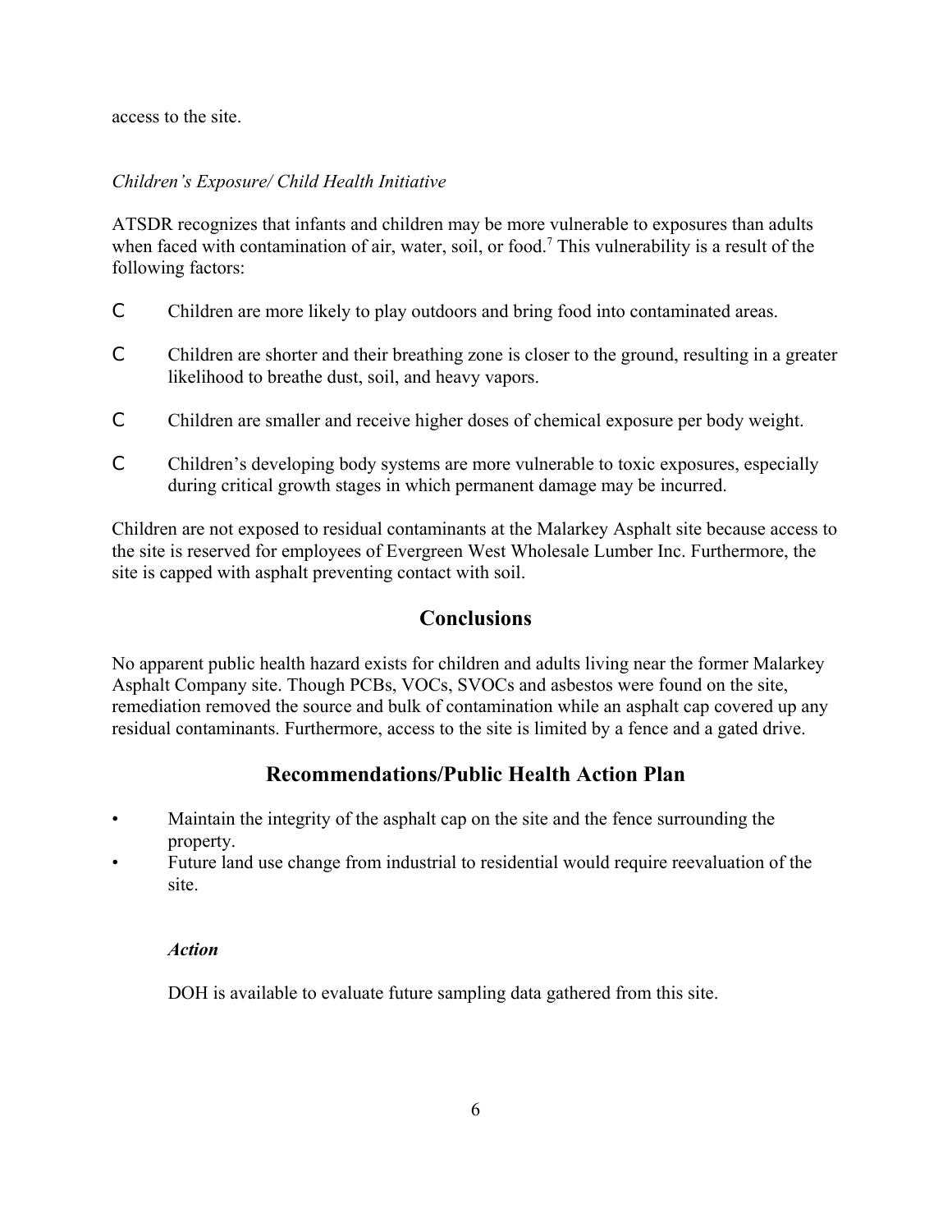access to the site.

*Children's Exposure/ Child Health Initiative*

ATSDR recognizes that infants and children may be more vulnerable to exposures than adults when faced with contamination of air, water, soil, or food.[7] This vulnerability is a result of the following factors:

- Children are more likely to play outdoors and bring food into contaminated areas.
- Children are shorter and their breathing zone is closer to the ground, resulting in a greater likelihood to breathe dust, soil, and heavy vapors.
- Children are smaller and receive higher doses of chemical exposure per body weight.
- Children's developing body systems are more vulnerable to toxic exposures, especially during critical growth stages in which permanent damage may be incurred.

Children are not exposed to residual contaminants at the Malarkey Asphalt site because access to the site is reserved for employees of Evergreen West Wholesale Lumber Inc. Furthermore, the site is capped with asphalt preventing contact with soil.

## Conclusions

No apparent public health hazard exists for children and adults living near the former Malarkey Asphalt Company site. Though PCBs, VOCs, SVOCs and asbestos were found on the site, remediation removed the source and bulk of contamination while an asphalt cap covered up any residual contaminants. Furthermore, access to the site is limited by a fence and a gated drive.

## Recommendations/Public Health Action Plan

- Maintain the integrity of the asphalt cap on the site and the fence surrounding the property.
- Future land use change from industrial to residential would require reevaluation of the site.

***Action***

DOH is available to evaluate future sampling data gathered from this site.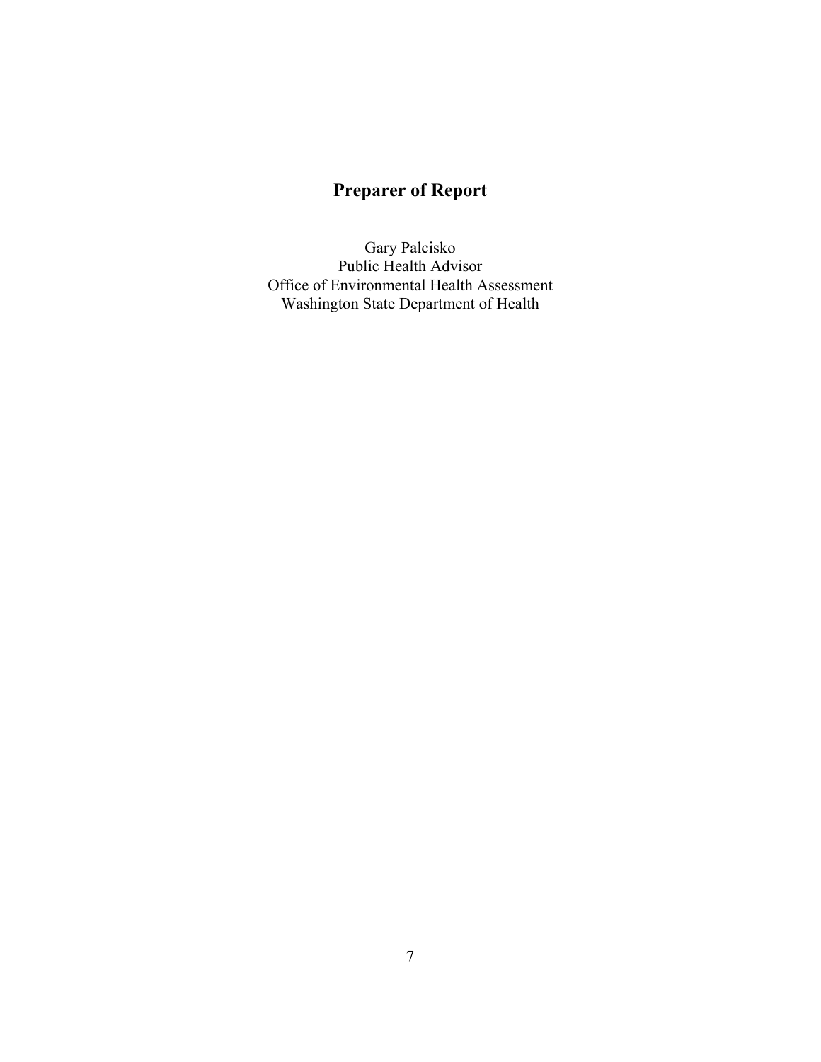# Preparer of Report

Gary Palcisko
Public Health Advisor
Office of Environmental Health Assessment
Washington State Department of Health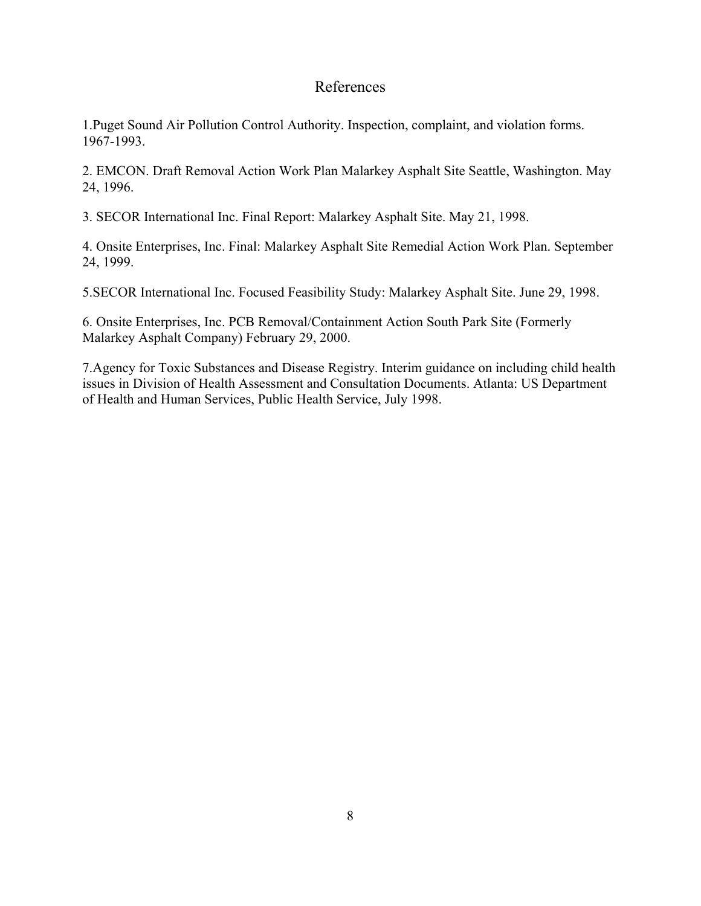# References

1.Puget Sound Air Pollution Control Authority. Inspection, complaint, and violation forms. 1967-1993.

2. EMCON. Draft Removal Action Work Plan Malarkey Asphalt Site Seattle, Washington. May 24, 1996.

3. SECOR International Inc. Final Report: Malarkey Asphalt Site. May 21, 1998.

4. Onsite Enterprises, Inc. Final: Malarkey Asphalt Site Remedial Action Work Plan. September 24, 1999.

5.SECOR International Inc. Focused Feasibility Study: Malarkey Asphalt Site. June 29, 1998.

6. Onsite Enterprises, Inc. PCB Removal/Containment Action South Park Site (Formerly Malarkey Asphalt Company) February 29, 2000.

7.Agency for Toxic Substances and Disease Registry. Interim guidance on including child health issues in Division of Health Assessment and Consultation Documents. Atlanta: US Department of Health and Human Services, Public Health Service, July 1998.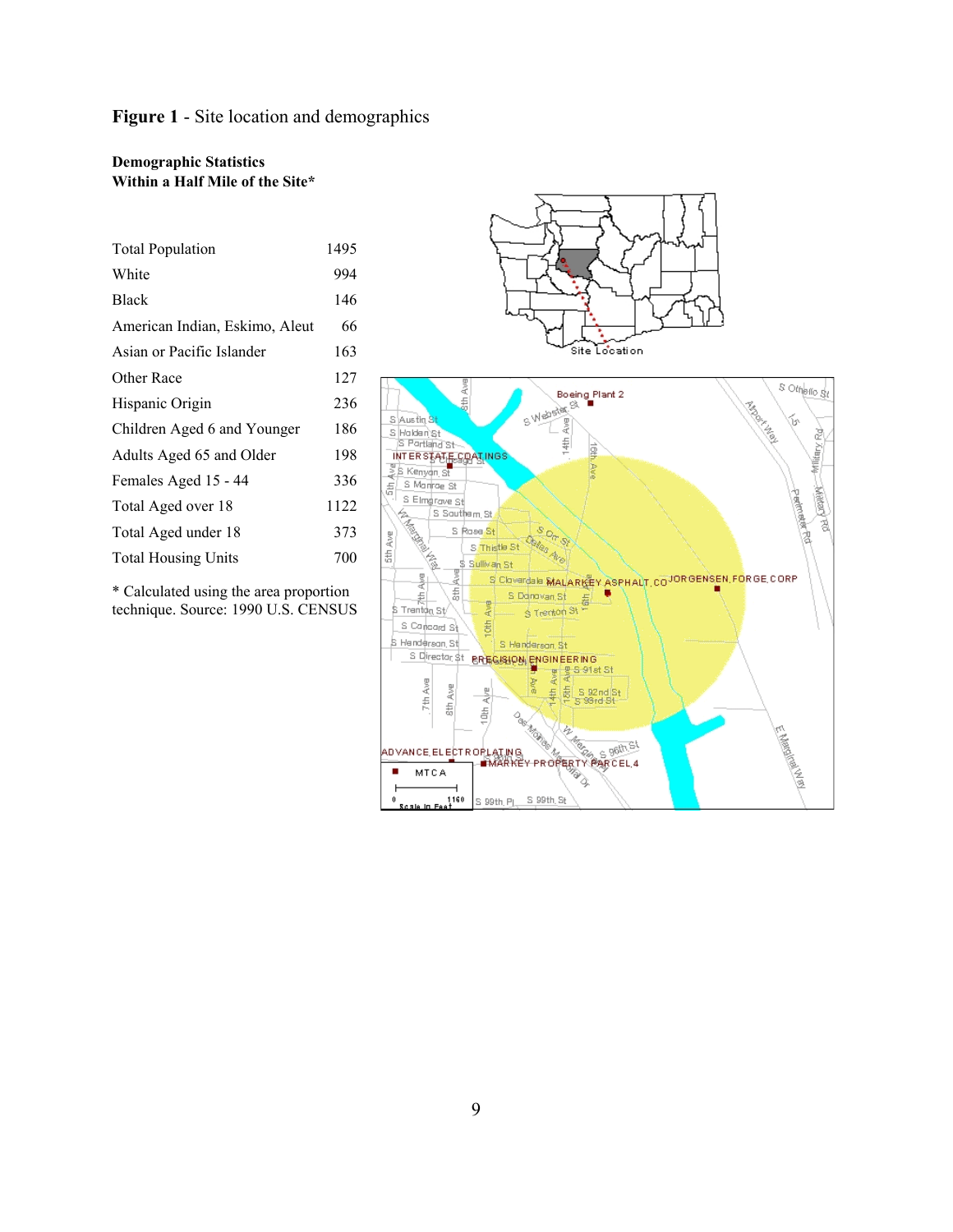**Figure 1** - Site location and demographics

**Demographic Statistics**
**Within a Half Mile of the Site***

| | |
|---|---|
| Total Population | 1495 |
| White | 994 |
| Black | 146 |
| American Indian, Eskimo, Aleut | 66 |
| Asian or Pacific Islander | 163 |
| Other Race | 127 |
| Hispanic Origin | 236 |
| Children Aged 6 and Younger | 186 |
| Adults Aged 65 and Older | 198 |
| Females Aged 15 - 44 | 336 |
| Total Aged over 18 | 1122 |
| Total Aged under 18 | 373 |
| Total Housing Units | 700 |

* Calculated using the area proportion technique. Source: 1990 U.S. CENSUS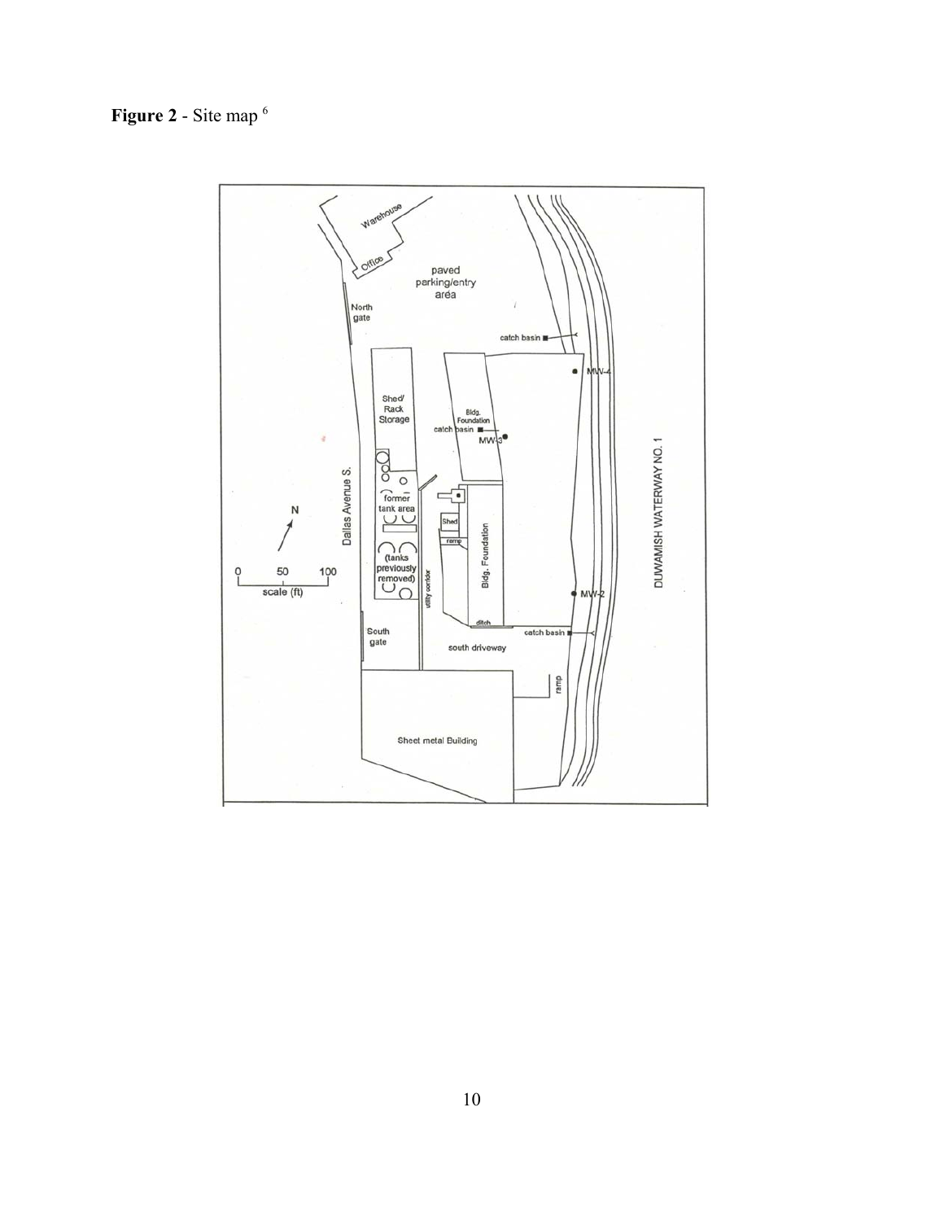**Figure 2** - Site map [6]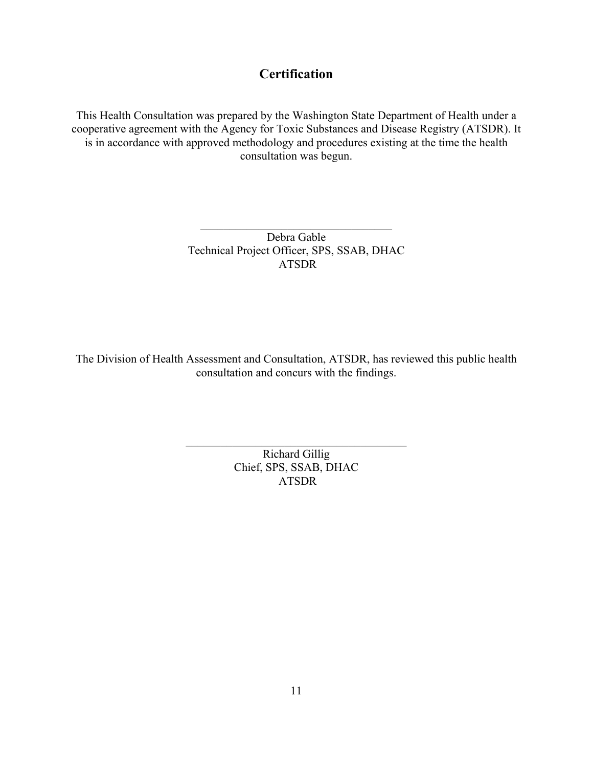## Certification

This Health Consultation was prepared by the Washington State Department of Health under a cooperative agreement with the Agency for Toxic Substances and Disease Registry (ATSDR). It is in accordance with approved methodology and procedures existing at the time the health consultation was begun.

\_\_\_\_\_\_\_\_\_\_\_\_\_\_\_\_\_\_\_\_\_\_\_\_\_\_\_\_\_\_\_\_\_\_\_

Debra Gable
Technical Project Officer, SPS, SSAB, DHAC
ATSDR

The Division of Health Assessment and Consultation, ATSDR, has reviewed this public health consultation and concurs with the findings.

\_\_\_\_\_\_\_\_\_\_\_\_\_\_\_\_\_\_\_\_\_\_\_\_\_\_\_\_\_\_\_\_\_\_\_\_\_\_\_\_

Richard Gillig
Chief, SPS, SSAB, DHAC
ATSDR